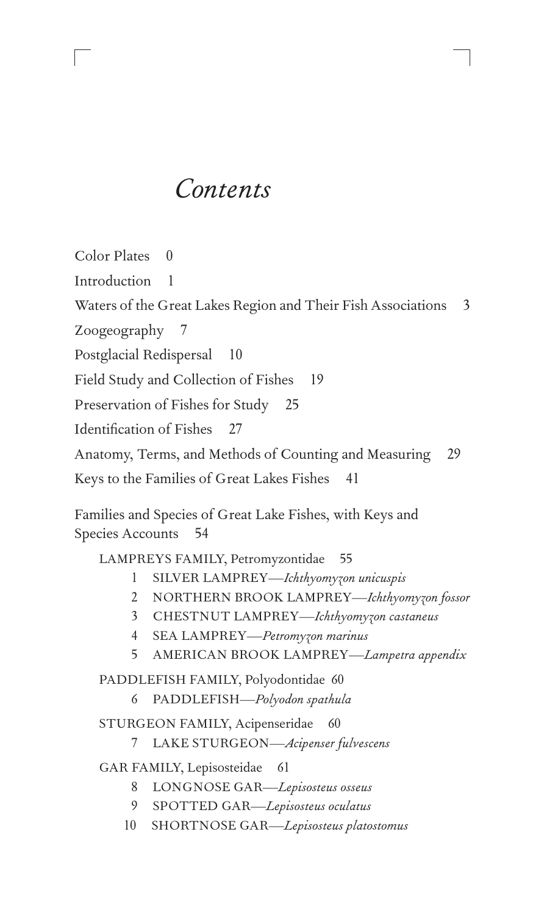# *Contents*

Color Plates 0

Introduction 1

Waters of the Great Lakes Region and Their Fish Associations 3

Zoogeography 7

Postglacial Redispersal 10

Field Study and Collection of Fishes 19

Preservation of Fishes for Study 25

Identification of Fishes 27

Anatomy, Terms, and Methods of Counting and Measuring 29

Keys to the Families of Great Lakes Fishes 41

Families and Species of Great Lake Fishes, with Keys and Species Accounts 54

LAMPREYS FAMILY, Petromyzontidae 55

1 SILVER LAMPREY—*Ichthyomyzon unicuspis*

2 NORTHERN BROOK LAMPREY—*Ichthyomyzon fossor*

3 CHESTNUT LAMPREY—*Ichthyomyzon castaneus*

4 SEA LAMPREY—*Petromyzon marinus*

5 AMERICAN BROOK LAMPREY—*Lampetra appendix*

PADDLEFISH FAMILY, Polyodontidae 60

6 PADDLEFISH—*Polyodon spathula*

STURGEON FAMILY, Acipenseridae 60

7 LAKE STURGEON—*Acipenser fulvescens*

GAR FAMILY, Lepisosteidae 61

8 LONGNOSE GAR—*Lepisosteus osseus*

9 SPOTTED GAR—*Lepisosteus oculatus*

10 SHORTNOSE GAR—*Lepisosteus platostomus*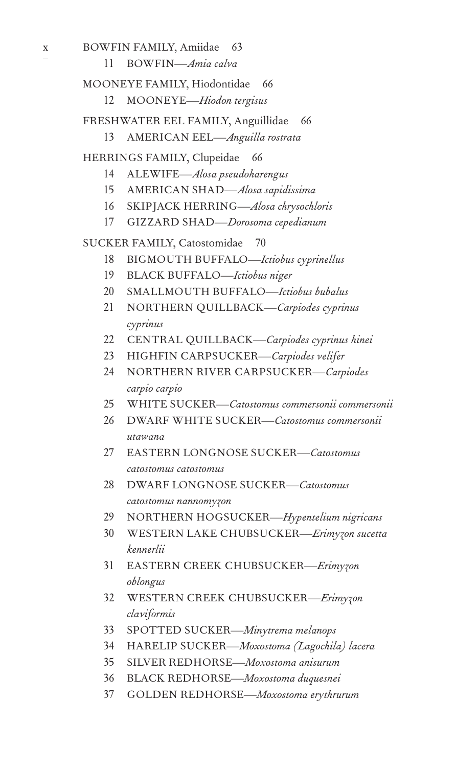BOWFIN FAMILY, Amiidae 63

11 BOWFIN—*Amia calva*

MOONEYE FAMILY, Hiodontidae 66

12 MOONEYE—*Hiodon tergisus*

FRESHWATER EEL FAMILY, Anguillidae 66

13 AMERICAN EEL—*Anguilla rostrata*

HERRINGS FAMILY, Clupeidae 66

14 ALEWIFE—*Alosa pseudoharengus*
15 AMERICAN SHAD—*Alosa sapidissima*
16 SKIPJACK HERRING—*Alosa chrysochloris*
17 GIZZARD SHAD—*Dorosoma cepedianum*

SUCKER FAMILY, Catostomidae 70

18 BIGMOUTH BUFFALO—*Ictiobus cyprinellus*
19 BLACK BUFFALO—*Ictiobus niger*
20 SMALLMOUTH BUFFALO—*Ictiobus bubalus*
21 NORTHERN QUILLBACK—*Carpiodes cyprinus cyprinus*
22 CENTRAL QUILLBACK—*Carpiodes cyprinus hinei*
23 HIGHFIN CARPSUCKER—*Carpiodes velifer*
24 NORTHERN RIVER CARPSUCKER—*Carpiodes carpio carpio*
25 WHITE SUCKER—*Catostomus commersonii commersonii*
26 DWARF WHITE SUCKER—*Catostomus commersonii utawana*
27 EASTERN LONGNOSE SUCKER—*Catostomus catostomus catostomus*
28 DWARF LONGNOSE SUCKER—*Catostomus catostomus nannomyzon*
29 NORTHERN HOGSUCKER—*Hypentelium nigricans*
30 WESTERN LAKE CHUBSUCKER—*Erimyzon sucetta kennerlii*
31 EASTERN CREEK CHUBSUCKER—*Erimyzon oblongus*
32 WESTERN CREEK CHUBSUCKER—*Erimyzon claviformis*
33 SPOTTED SUCKER—*Minytrema melanops*
34 HARELIP SUCKER—*Moxostoma (Lagochila) lacera*
35 SILVER REDHORSE—*Moxostoma anisurum*
36 BLACK REDHORSE—*Moxostoma duquesnei*
37 GOLDEN REDHORSE—*Moxostoma erythrurum*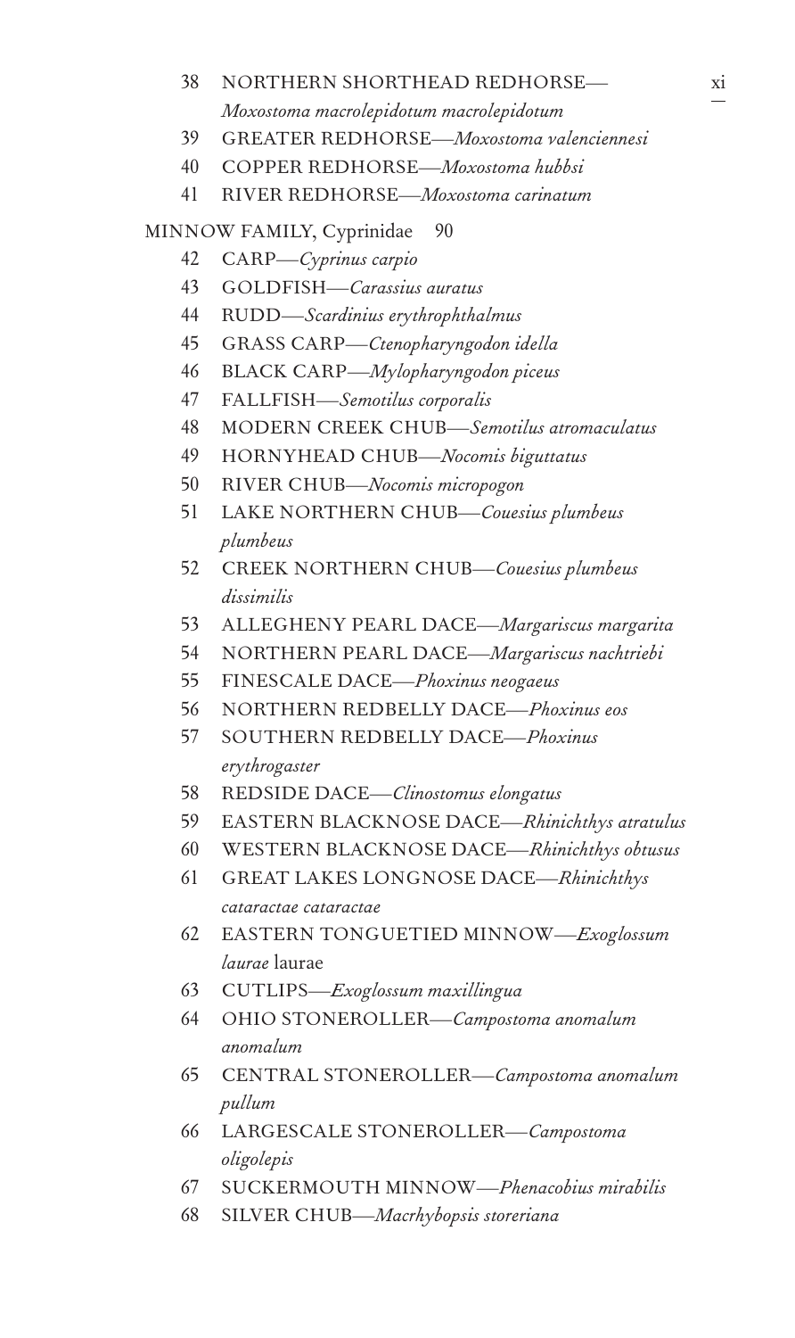38 NORTHERN SHORTHEAD REDHORSE—*Moxostoma macrolepidotum macrolepidotum*
39 GREATER REDHORSE—*Moxostoma valenciennesi*
40 COPPER REDHORSE—*Moxostoma hubbsi*
41 RIVER REDHORSE—*Moxostoma carinatum*

MINNOW FAMILY, Cyprinidae 90

42 CARP—*Cyprinus carpio*
43 GOLDFISH—*Carassius auratus*
44 RUDD—*Scardinius erythrophthalmus*
45 GRASS CARP—*Ctenopharyngodon idella*
46 BLACK CARP—*Mylopharyngodon piceus*
47 FALLFISH—*Semotilus corporalis*
48 MODERN CREEK CHUB—*Semotilus atromaculatus*
49 HORNYHEAD CHUB—*Nocomis biguttatus*
50 RIVER CHUB—*Nocomis micropogon*
51 LAKE NORTHERN CHUB—*Couesius plumbeus plumbeus*
52 CREEK NORTHERN CHUB—*Couesius plumbeus dissimilis*
53 ALLEGHENY PEARL DACE—*Margariscus margarita*
54 NORTHERN PEARL DACE—*Margariscus nachtriebi*
55 FINESCALE DACE—*Phoxinus neogaeus*
56 NORTHERN REDBELLY DACE—*Phoxinus eos*
57 SOUTHERN REDBELLY DACE—*Phoxinus erythrogaster*
58 REDSIDE DACE—*Clinostomus elongatus*
59 EASTERN BLACKNOSE DACE—*Rhinichthys atratulus*
60 WESTERN BLACKNOSE DACE—*Rhinichthys obtusus*
61 GREAT LAKES LONGNOSE DACE—*Rhinichthys cataractae cataractae*
62 EASTERN TONGUETIED MINNOW—*Exoglossum laurae* laurae
63 CUTLIPS—*Exoglossum maxillingua*
64 OHIO STONEROLLER—*Campostoma anomalum anomalum*
65 CENTRAL STONEROLLER—*Campostoma anomalum pullum*
66 LARGESCALE STONEROLLER—*Campostoma oligolepis*
67 SUCKERMOUTH MINNOW—*Phenacobius mirabilis*
68 SILVER CHUB—*Macrhybopsis storeriana*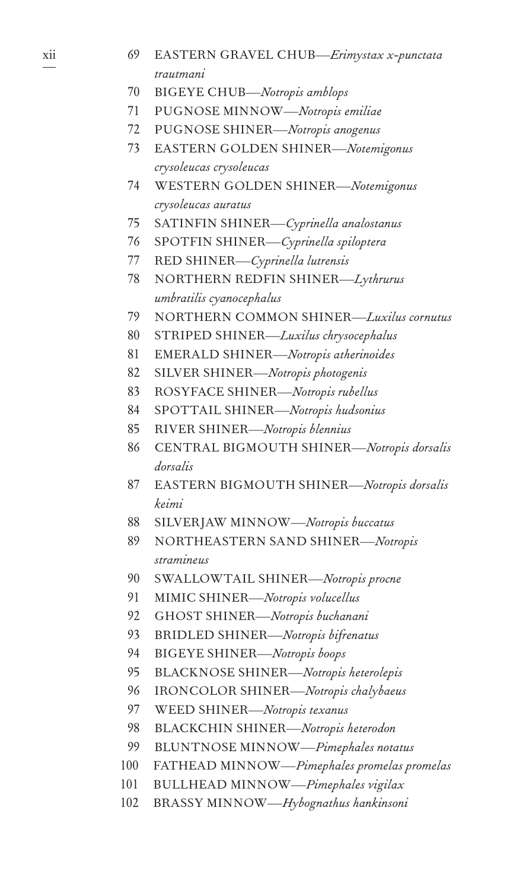69 EASTERN GRAVEL CHUB—*Erimystax x-punctata trautmani*
70 BIGEYE CHUB—*Notropis amblops*
71 PUGNOSE MINNOW—*Notropis emiliae*
72 PUGNOSE SHINER—*Notropis anogenus*
73 EASTERN GOLDEN SHINER—*Notemigonus crysoleucas crysoleucas*
74 WESTERN GOLDEN SHINER—*Notemigonus crysoleucas auratus*
75 SATINFIN SHINER—*Cyprinella analostanus*
76 SPOTFIN SHINER—*Cyprinella spiloptera*
77 RED SHINER—*Cyprinella lutrensis*
78 NORTHERN REDFIN SHINER—*Lythrurus umbratilis cyanocephalus*
79 NORTHERN COMMON SHINER—*Luxilus cornutus*
80 STRIPED SHINER—*Luxilus chrysocephalus*
81 EMERALD SHINER—*Notropis atherinoides*
82 SILVER SHINER—*Notropis photogenis*
83 ROSYFACE SHINER—*Notropis rubellus*
84 SPOTTAIL SHINER—*Notropis hudsonius*
85 RIVER SHINER—*Notropis blennius*
86 CENTRAL BIGMOUTH SHINER—*Notropis dorsalis dorsalis*
87 EASTERN BIGMOUTH SHINER—*Notropis dorsalis keimi*
88 SILVERJAW MINNOW—*Notropis buccatus*
89 NORTHEASTERN SAND SHINER—*Notropis stramineus*
90 SWALLOWTAIL SHINER—*Notropis procne*
91 MIMIC SHINER—*Notropis volucellus*
92 GHOST SHINER—*Notropis buchanani*
93 BRIDLED SHINER—*Notropis bifrenatus*
94 BIGEYE SHINER—*Notropis boops*
95 BLACKNOSE SHINER—*Notropis heterolepis*
96 IRONCOLOR SHINER—*Notropis chalybaeus*
97 WEED SHINER—*Notropis texanus*
98 BLACKCHIN SHINER—*Notropis heterodon*
99 BLUNTNOSE MINNOW—*Pimephales notatus*
100 FATHEAD MINNOW—*Pimephales promelas promelas*
101 BULLHEAD MINNOW—*Pimephales vigilax*
102 BRASSY MINNOW—*Hybognathus hankinsoni*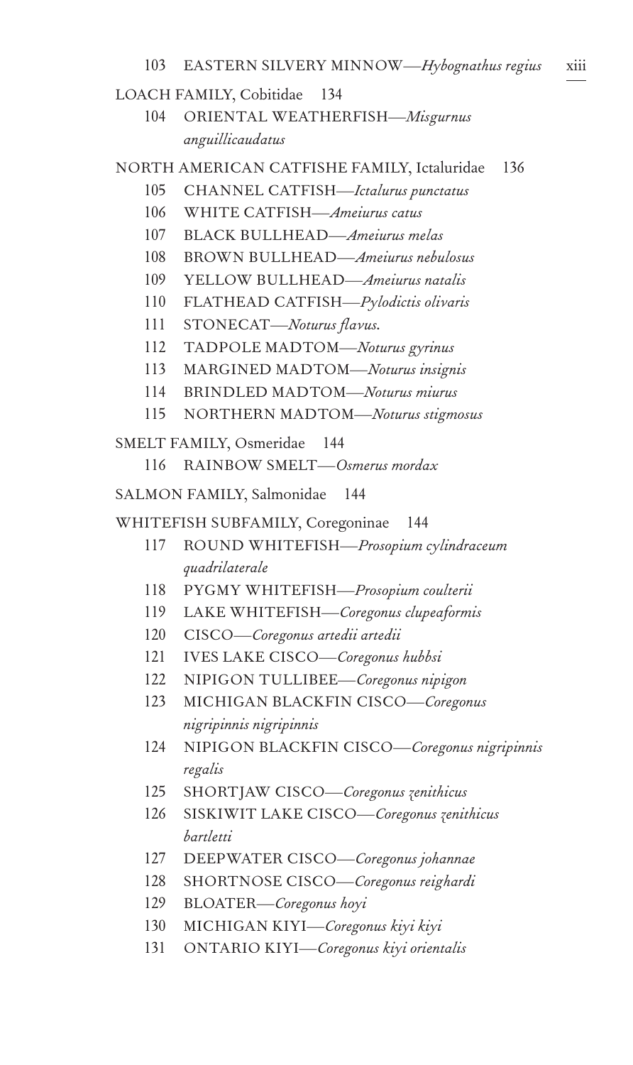103 EASTERN SILVERY MINNOW—*Hybognathus regius*

LOACH FAMILY, Cobitidae 134

104 ORIENTAL WEATHERFISH—*Misgurnus anguillicaudatus*

NORTH AMERICAN CATFISHE FAMILY, Ictaluridae 136

105 CHANNEL CATFISH—*Ictalurus punctatus*

106 WHITE CATFISH—*Ameiurus catus*

107 BLACK BULLHEAD—*Ameiurus melas*

108 BROWN BULLHEAD—*Ameiurus nebulosus*

109 YELLOW BULLHEAD—*Ameiurus natalis*

110 FLATHEAD CATFISH—*Pylodictis olivaris*

111 STONECAT—*Noturus flavus.*

112 TADPOLE MADTOM—*Noturus gyrinus*

113 MARGINED MADTOM—*Noturus insignis*

114 BRINDLED MADTOM—*Noturus miurus*

115 NORTHERN MADTOM—*Noturus stigmosus*

SMELT FAMILY, Osmeridae 144

116 RAINBOW SMELT—*Osmerus mordax*

SALMON FAMILY, Salmonidae 144

WHITEFISH SUBFAMILY, Coregoninae 144

117 ROUND WHITEFISH—*Prosopium cylindraceum quadrilaterale*

118 PYGMY WHITEFISH—*Prosopium coulterii*

119 LAKE WHITEFISH—*Coregonus clupeaformis*

120 CISCO—*Coregonus artedii artedii*

121 IVES LAKE CISCO—*Coregonus hubbsi*

122 NIPIGON TULLIBEE—*Coregonus nipigon*

123 MICHIGAN BLACKFIN CISCO—*Coregonus nigripinnis nigripinnis*

124 NIPIGON BLACKFIN CISCO—*Coregonus nigripinnis regalis*

125 SHORTJAW CISCO—*Coregonus zenithicus*

126 SISKIWIT LAKE CISCO—*Coregonus zenithicus bartletti*

127 DEEPWATER CISCO—*Coregonus johannae*

128 SHORTNOSE CISCO—*Coregonus reighardi*

129 BLOATER—*Coregonus hoyi*

130 MICHIGAN KIYI—*Coregonus kiyi kiyi*

131 ONTARIO KIYI—*Coregonus kiyi orientalis*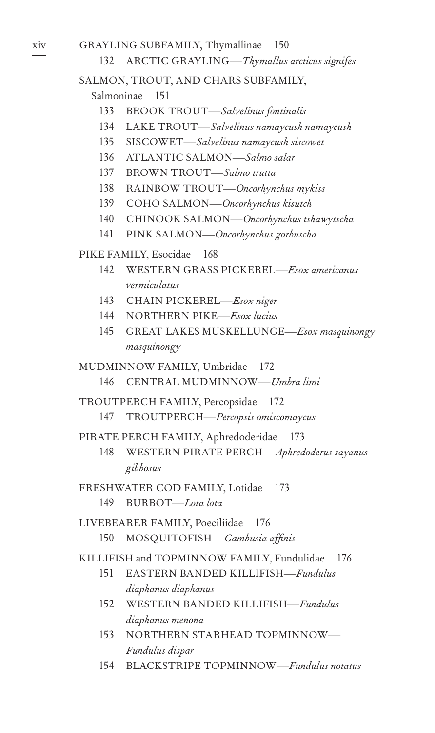GRAYLING SUBFAMILY, Thymallinae 150

- 132 ARCTIC GRAYLING—*Thymallus arcticus signifes*

SALMON, TROUT, AND CHARS SUBFAMILY, Salmoninae 151

- 133 BROOK TROUT—*Salvelinus fontinalis*
- 134 LAKE TROUT—*Salvelinus namaycush namaycush*
- 135 SISCOWET—*Salvelinus namaycush siscowet*
- 136 ATLANTIC SALMON—*Salmo salar*
- 137 BROWN TROUT—*Salmo trutta*
- 138 RAINBOW TROUT—*Oncorhynchus mykiss*
- 139 COHO SALMON—*Oncorhynchus kisutch*
- 140 CHINOOK SALMON—*Oncorhynchus tshawytscha*
- 141 PINK SALMON—*Oncorhynchus gorbuscha*

PIKE FAMILY, Esocidae 168

- 142 WESTERN GRASS PICKEREL—*Esox americanus vermiculatus*
- 143 CHAIN PICKEREL—*Esox niger*
- 144 NORTHERN PIKE—*Esox lucius*
- 145 GREAT LAKES MUSKELLUNGE—*Esox masquinongy masquinongy*

MUDMINNOW FAMILY, Umbridae 172

- 146 CENTRAL MUDMINNOW—*Umbra limi*

TROUTPERCH FAMILY, Percopsidae 172

- 147 TROUTPERCH—*Percopsis omiscomaycus*

PIRATE PERCH FAMILY, Aphredoderidae 173

- 148 WESTERN PIRATE PERCH—*Aphredoderus sayanus gibbosus*

FRESHWATER COD FAMILY, Lotidae 173

- 149 BURBOT—*Lota lota*

LIVEBEARER FAMILY, Poeciliidae 176

- 150 MOSQUITOFISH—*Gambusia affinis*

KILLIFISH and TOPMINNOW FAMILY, Fundulidae 176

- 151 EASTERN BANDED KILLIFISH—*Fundulus diaphanus diaphanus*
- 152 WESTERN BANDED KILLIFISH—*Fundulus diaphanus menona*
- 153 NORTHERN STARHEAD TOPMINNOW—*Fundulus dispar*
- 154 BLACKSTRIPE TOPMINNOW—*Fundulus notatus*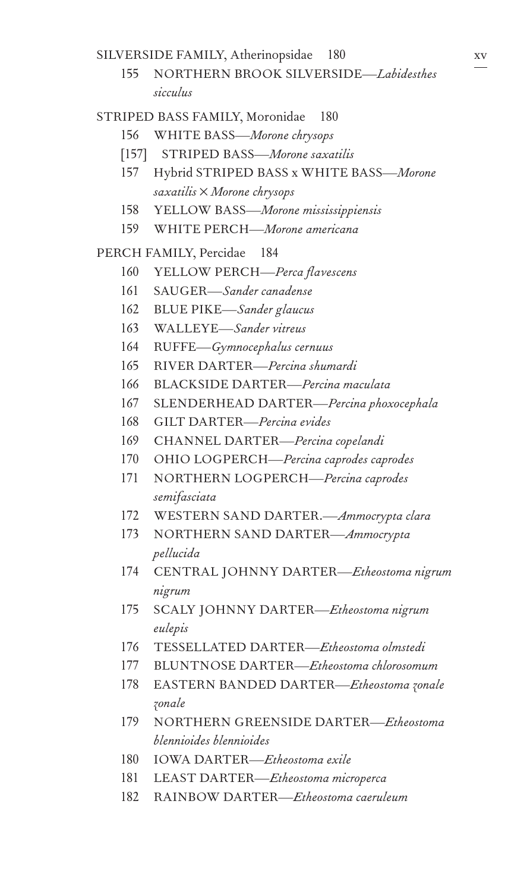SILVERSIDE FAMILY, Atherinopsidae 180

- 155 NORTHERN BROOK SILVERSIDE—*Labidesthes sicculus*

STRIPED BASS FAMILY, Moronidae 180

- 156 WHITE BASS—*Morone chrysops*
- [157] STRIPED BASS—*Morone saxatilis*
- 157 Hybrid STRIPED BASS x WHITE BASS—*Morone saxatilis × Morone chrysops*
- 158 YELLOW BASS—*Morone mississippiensis*
- 159 WHITE PERCH—*Morone americana*

PERCH FAMILY, Percidae 184

- 160 YELLOW PERCH—*Perca flavescens*
- 161 SAUGER—*Sander canadense*
- 162 BLUE PIKE—*Sander glaucus*
- 163 WALLEYE—*Sander vitreus*
- 164 RUFFE—*Gymnocephalus cernuus*
- 165 RIVER DARTER—*Percina shumardi*
- 166 BLACKSIDE DARTER—*Percina maculata*
- 167 SLENDERHEAD DARTER—*Percina phoxocephala*
- 168 GILT DARTER—*Percina evides*
- 169 CHANNEL DARTER—*Percina copelandi*
- 170 OHIO LOGPERCH—*Percina caprodes caprodes*
- 171 NORTHERN LOGPERCH—*Percina caprodes semifasciata*
- 172 WESTERN SAND DARTER.—*Ammocrypta clara*
- 173 NORTHERN SAND DARTER—*Ammocrypta pellucida*
- 174 CENTRAL JOHNNY DARTER—*Etheostoma nigrum nigrum*
- 175 SCALY JOHNNY DARTER—*Etheostoma nigrum eulepis*
- 176 TESSELLATED DARTER—*Etheostoma olmstedi*
- 177 BLUNTNOSE DARTER—*Etheostoma chlorosomum*
- 178 EASTERN BANDED DARTER—*Etheostoma zonale zonale*
- 179 NORTHERN GREENSIDE DARTER—*Etheostoma blennioides blennioides*
- 180 IOWA DARTER—*Etheostoma exile*
- 181 LEAST DARTER—*Etheostoma microperca*
- 182 RAINBOW DARTER—*Etheostoma caeruleum*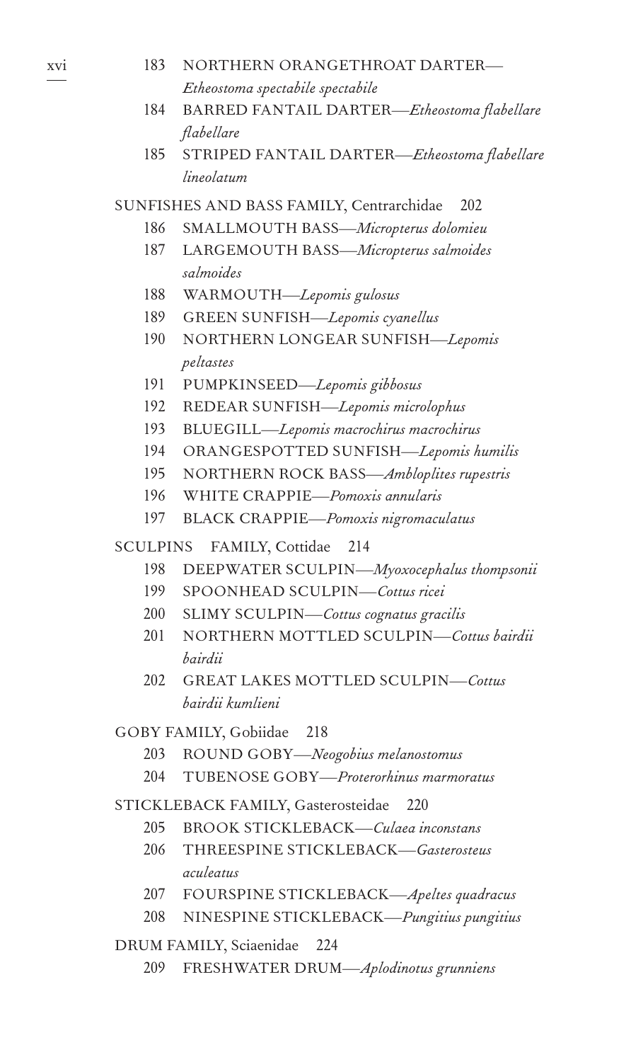183 NORTHERN ORANGETHROAT DARTER—*Etheostoma spectabile spectabile*

184 BARRED FANTAIL DARTER—*Etheostoma flabellare flabellare*

185 STRIPED FANTAIL DARTER—*Etheostoma flabellare lineolatum*

SUNFISHES AND BASS FAMILY, Centrarchidae 202

186 SMALLMOUTH BASS—*Micropterus dolomieu*

187 LARGEMOUTH BASS—*Micropterus salmoides salmoides*

188 WARMOUTH—*Lepomis gulosus*

189 GREEN SUNFISH—*Lepomis cyanellus*

190 NORTHERN LONGEAR SUNFISH—*Lepomis peltastes*

191 PUMPKINSEED—*Lepomis gibbosus*

192 REDEAR SUNFISH—*Lepomis microlophus*

193 BLUEGILL—*Lepomis macrochirus macrochirus*

194 ORANGESPOTTED SUNFISH—*Lepomis humilis*

195 NORTHERN ROCK BASS—*Ambloplites rupestris*

196 WHITE CRAPPIE—*Pomoxis annularis*

197 BLACK CRAPPIE—*Pomoxis nigromaculatus*

SCULPINS FAMILY, Cottidae 214

198 DEEPWATER SCULPIN—*Myoxocephalus thompsonii*

199 SPOONHEAD SCULPIN—*Cottus ricei*

200 SLIMY SCULPIN—*Cottus cognatus gracilis*

201 NORTHERN MOTTLED SCULPIN—*Cottus bairdii bairdii*

202 GREAT LAKES MOTTLED SCULPIN—*Cottus bairdii kumlieni*

GOBY FAMILY, Gobiidae 218

203 ROUND GOBY—*Neogobius melanostomus*

204 TUBENOSE GOBY—*Proterorhinus marmoratus*

STICKLEBACK FAMILY, Gasterosteidae 220

205 BROOK STICKLEBACK—*Culaea inconstans*

206 THREESPINE STICKLEBACK—*Gasterosteus aculeatus*

207 FOURSPINE STICKLEBACK—*Apeltes quadracus*

208 NINESPINE STICKLEBACK—*Pungitius pungitius*

DRUM FAMILY, Sciaenidae 224

209 FRESHWATER DRUM—*Aplodinotus grunniens*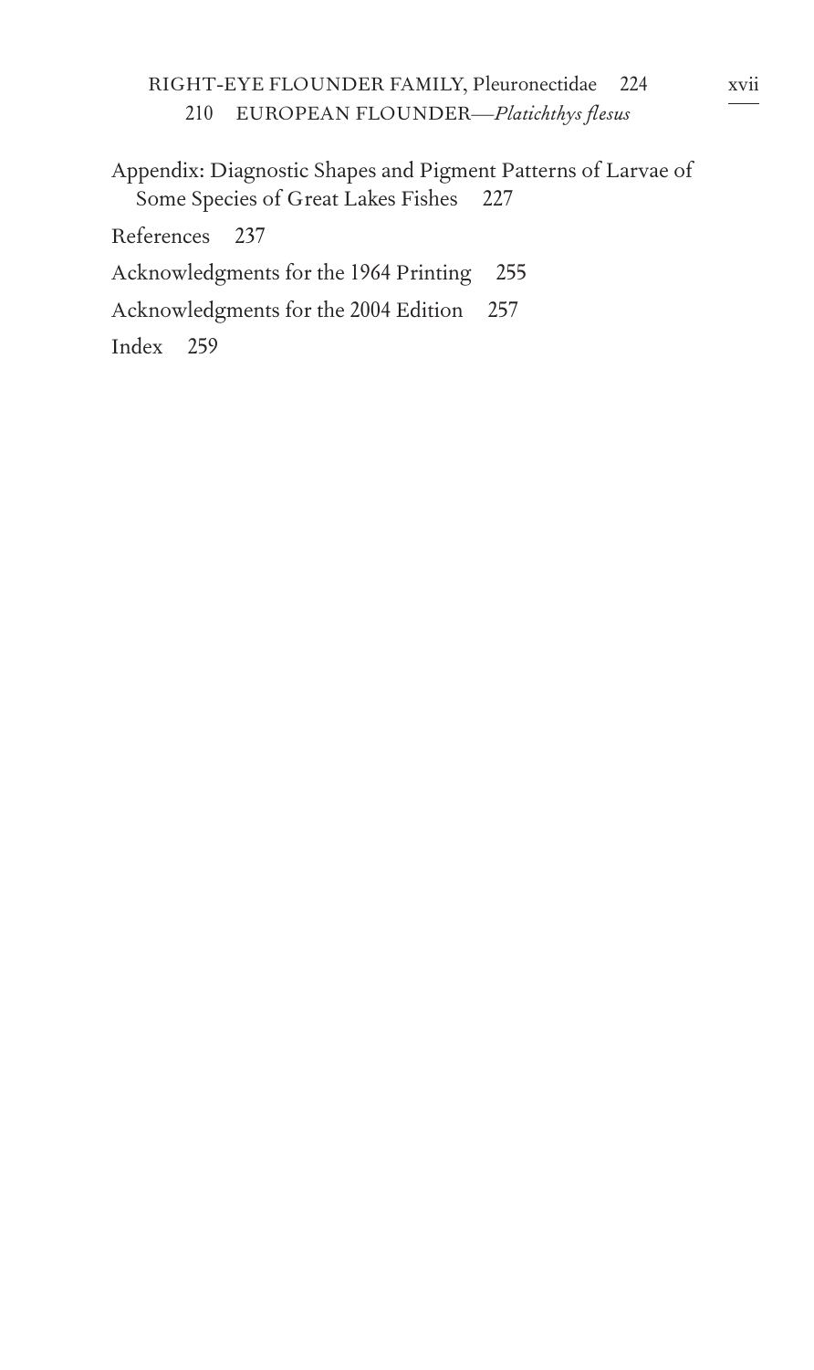RIGHT-EYE FLOUNDER FAMILY, Pleuronectidae 224
210 EUROPEAN FLOUNDER—*Platichthys flesus*

Appendix: Diagnostic Shapes and Pigment Patterns of Larvae of Some Species of Great Lakes Fishes 227

References 237

Acknowledgments for the 1964 Printing 255

Acknowledgments for the 2004 Edition 257

Index 259